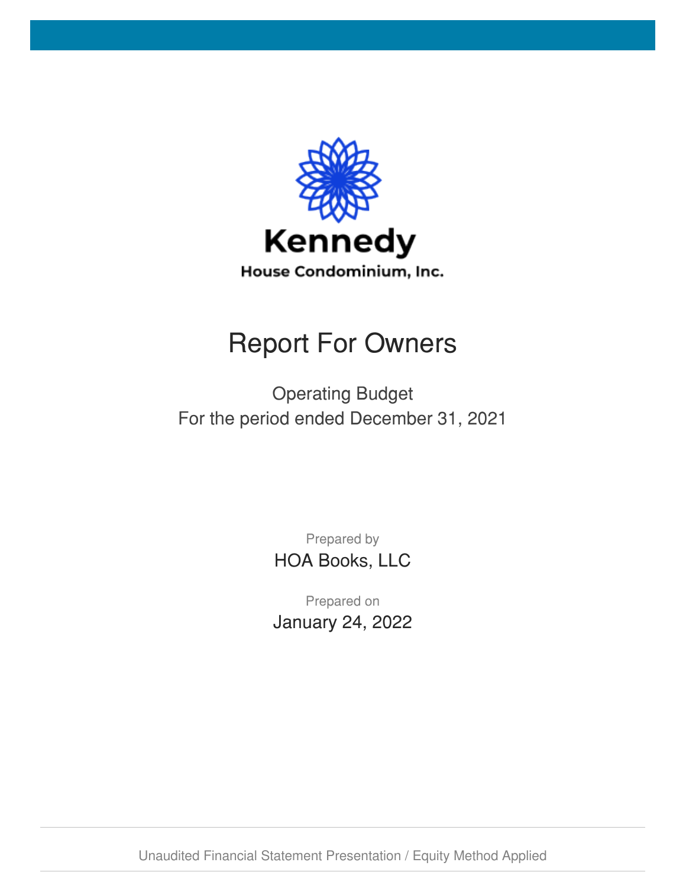**Kennedy**

House Condominium, Inc.

# Report For Owners

Operating Budget

For the period ended December 31, 2021

Prepared by

HOA Books, LLC

Prepared on

January 24, 2022

Unaudited Financial Statement Presentation / Equity Method Applied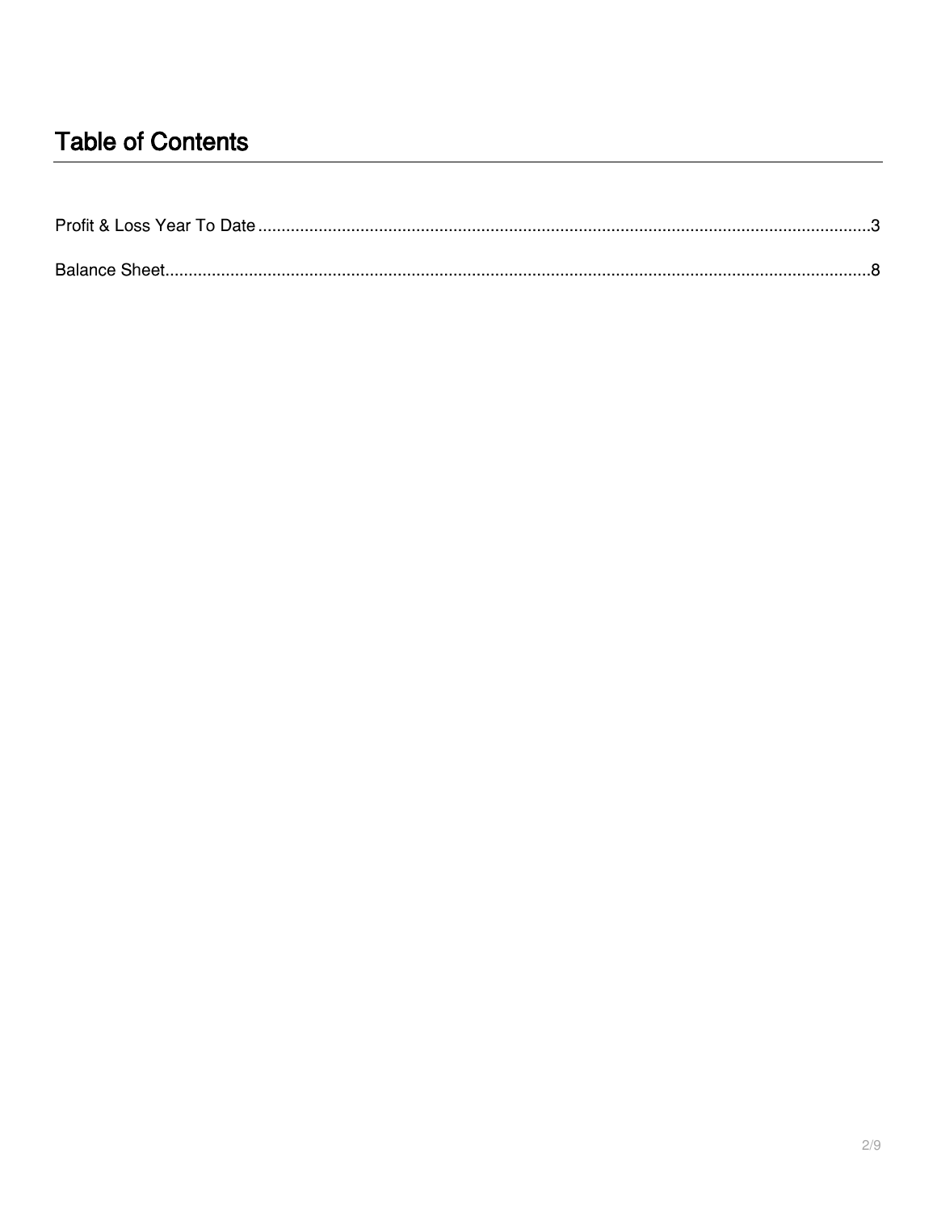# Table of Contents

Profit & Loss Year To Date .......... 3

Balance Sheet .......... 8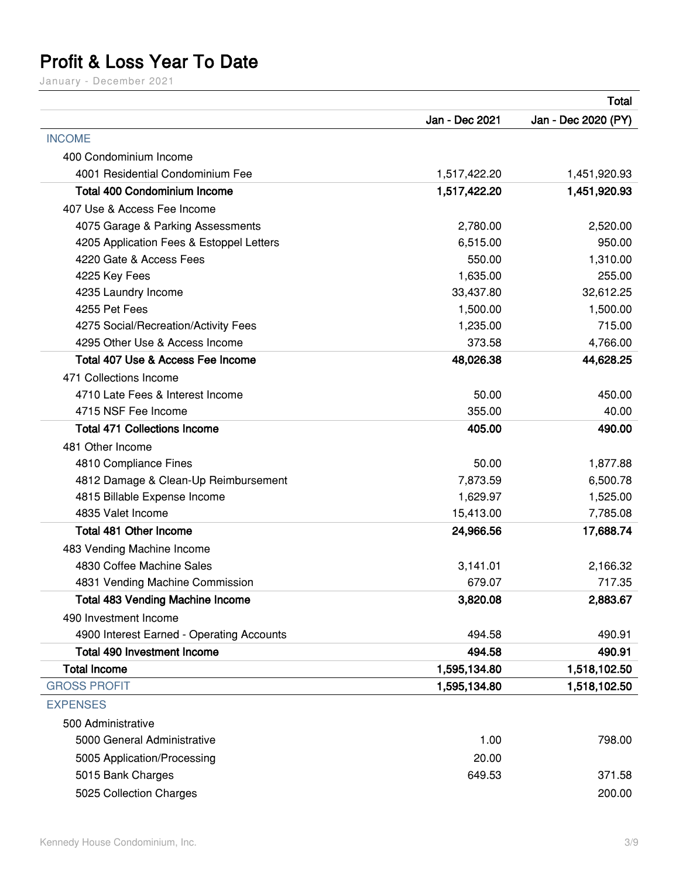# Profit & Loss Year To Date

January - December 2021

| | Total | |
|---|---|---|
| | Jan - Dec 2021 | Jan - Dec 2020 (PY) |
| INCOME | | |
| 400 Condominium Income | | |
| 4001 Residential Condominium Fee | 1,517,422.20 | 1,451,920.93 |
| **Total 400 Condominium Income** | **1,517,422.20** | **1,451,920.93** |
| 407 Use & Access Fee Income | | |
| 4075 Garage & Parking Assessments | 2,780.00 | 2,520.00 |
| 4205 Application Fees & Estoppel Letters | 6,515.00 | 950.00 |
| 4220 Gate & Access Fees | 550.00 | 1,310.00 |
| 4225 Key Fees | 1,635.00 | 255.00 |
| 4235 Laundry Income | 33,437.80 | 32,612.25 |
| 4255 Pet Fees | 1,500.00 | 1,500.00 |
| 4275 Social/Recreation/Activity Fees | 1,235.00 | 715.00 |
| 4295 Other Use & Access Income | 373.58 | 4,766.00 |
| **Total 407 Use & Access Fee Income** | **48,026.38** | **44,628.25** |
| 471 Collections Income | | |
| 4710 Late Fees & Interest Income | 50.00 | 450.00 |
| 4715 NSF Fee Income | 355.00 | 40.00 |
| **Total 471 Collections Income** | **405.00** | **490.00** |
| 481 Other Income | | |
| 4810 Compliance Fines | 50.00 | 1,877.88 |
| 4812 Damage & Clean-Up Reimbursement | 7,873.59 | 6,500.78 |
| 4815 Billable Expense Income | 1,629.97 | 1,525.00 |
| 4835 Valet Income | 15,413.00 | 7,785.08 |
| **Total 481 Other Income** | **24,966.56** | **17,688.74** |
| 483 Vending Machine Income | | |
| 4830 Coffee Machine Sales | 3,141.01 | 2,166.32 |
| 4831 Vending Machine Commission | 679.07 | 717.35 |
| **Total 483 Vending Machine Income** | **3,820.08** | **2,883.67** |
| 490 Investment Income | | |
| 4900 Interest Earned - Operating Accounts | 494.58 | 490.91 |
| **Total 490 Investment Income** | **494.58** | **490.91** |
| **Total Income** | **1,595,134.80** | **1,518,102.50** |
| GROSS PROFIT | **1,595,134.80** | **1,518,102.50** |
| EXPENSES | | |
| 500 Administrative | | |
| 5000 General Administrative | 1.00 | 798.00 |
| 5005 Application/Processing | 20.00 | |
| 5015 Bank Charges | 649.53 | 371.58 |
| 5025 Collection Charges | | 200.00 |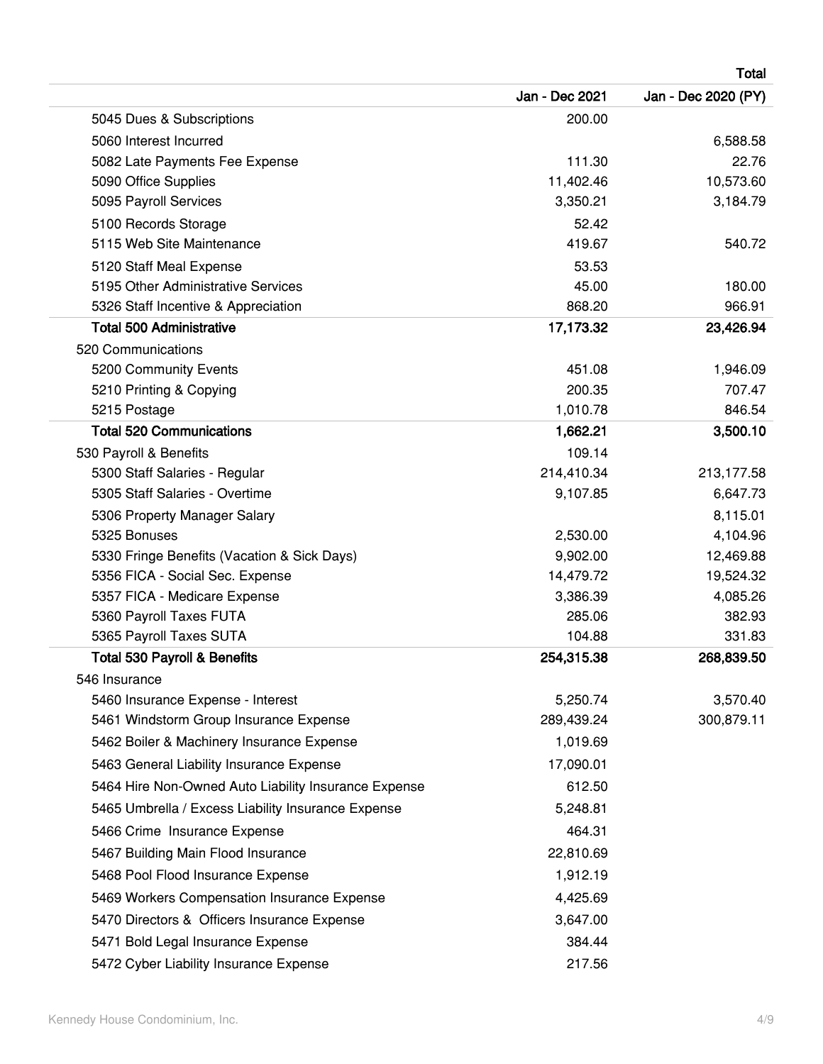| | Total | |
|---|---|---|
| | Jan - Dec 2021 | Jan - Dec 2020 (PY) |
| 5045 Dues & Subscriptions | 200.00 | |
| 5060 Interest Incurred | | 6,588.58 |
| 5082 Late Payments Fee Expense | 111.30 | 22.76 |
| 5090 Office Supplies | 11,402.46 | 10,573.60 |
| 5095 Payroll Services | 3,350.21 | 3,184.79 |
| 5100 Records Storage | 52.42 | |
| 5115 Web Site Maintenance | 419.67 | 540.72 |
| 5120 Staff Meal Expense | 53.53 | |
| 5195 Other Administrative Services | 45.00 | 180.00 |
| 5326 Staff Incentive & Appreciation | 868.20 | 966.91 |
| **Total 500 Administrative** | **17,173.32** | **23,426.94** |
| 520 Communications | | |
| 5200 Community Events | 451.08 | 1,946.09 |
| 5210 Printing & Copying | 200.35 | 707.47 |
| 5215 Postage | 1,010.78 | 846.54 |
| **Total 520 Communications** | **1,662.21** | **3,500.10** |
| 530 Payroll & Benefits | 109.14 | |
| 5300 Staff Salaries - Regular | 214,410.34 | 213,177.58 |
| 5305 Staff Salaries - Overtime | 9,107.85 | 6,647.73 |
| 5306 Property Manager Salary | | 8,115.01 |
| 5325 Bonuses | 2,530.00 | 4,104.96 |
| 5330 Fringe Benefits (Vacation & Sick Days) | 9,902.00 | 12,469.88 |
| 5356 FICA - Social Sec. Expense | 14,479.72 | 19,524.32 |
| 5357 FICA - Medicare Expense | 3,386.39 | 4,085.26 |
| 5360 Payroll Taxes FUTA | 285.06 | 382.93 |
| 5365 Payroll Taxes SUTA | 104.88 | 331.83 |
| **Total 530 Payroll & Benefits** | **254,315.38** | **268,839.50** |
| 546 Insurance | | |
| 5460 Insurance Expense - Interest | 5,250.74 | 3,570.40 |
| 5461 Windstorm Group Insurance Expense | 289,439.24 | 300,879.11 |
| 5462 Boiler & Machinery Insurance Expense | 1,019.69 | |
| 5463 General Liability Insurance Expense | 17,090.01 | |
| 5464 Hire Non-Owned Auto Liability Insurance Expense | 612.50 | |
| 5465 Umbrella / Excess Liability Insurance Expense | 5,248.81 | |
| 5466 Crime Insurance Expense | 464.31 | |
| 5467 Building Main Flood Insurance | 22,810.69 | |
| 5468 Pool Flood Insurance Expense | 1,912.19 | |
| 5469 Workers Compensation Insurance Expense | 4,425.69 | |
| 5470 Directors & Officers Insurance Expense | 3,647.00 | |
| 5471 Bold Legal Insurance Expense | 384.44 | |
| 5472 Cyber Liability Insurance Expense | 217.56 | |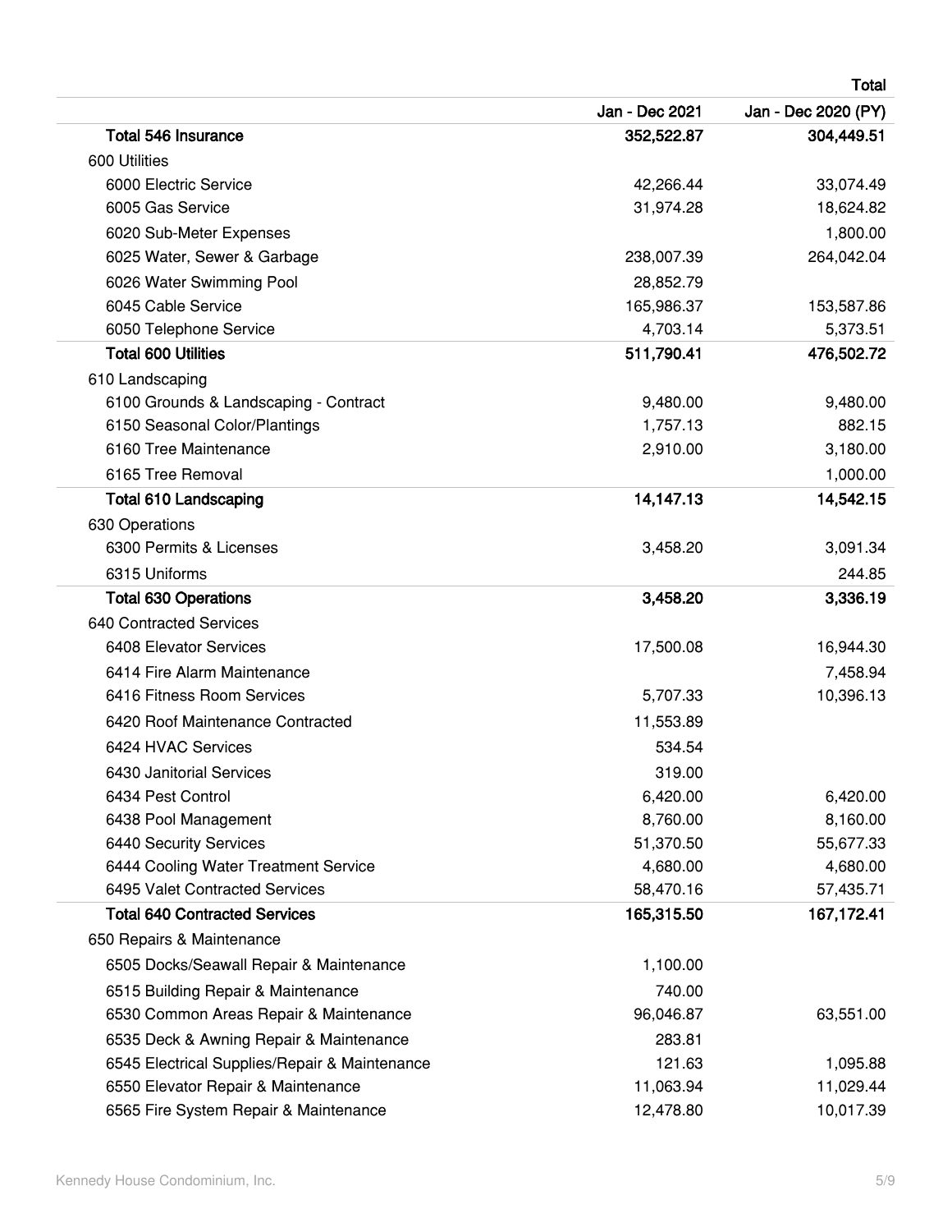| | Total | |
|---|---|---|
| | Jan - Dec 2021 | Jan - Dec 2020 (PY) |
| **Total 546 Insurance** | **352,522.87** | **304,449.51** |
| 600 Utilities | | |
| 6000 Electric Service | 42,266.44 | 33,074.49 |
| 6005 Gas Service | 31,974.28 | 18,624.82 |
| 6020 Sub-Meter Expenses | | 1,800.00 |
| 6025 Water, Sewer & Garbage | 238,007.39 | 264,042.04 |
| 6026 Water Swimming Pool | 28,852.79 | |
| 6045 Cable Service | 165,986.37 | 153,587.86 |
| 6050 Telephone Service | 4,703.14 | 5,373.51 |
| **Total 600 Utilities** | **511,790.41** | **476,502.72** |
| 610 Landscaping | | |
| 6100 Grounds & Landscaping - Contract | 9,480.00 | 9,480.00 |
| 6150 Seasonal Color/Plantings | 1,757.13 | 882.15 |
| 6160 Tree Maintenance | 2,910.00 | 3,180.00 |
| 6165 Tree Removal | | 1,000.00 |
| **Total 610 Landscaping** | **14,147.13** | **14,542.15** |
| 630 Operations | | |
| 6300 Permits & Licenses | 3,458.20 | 3,091.34 |
| 6315 Uniforms | | 244.85 |
| **Total 630 Operations** | **3,458.20** | **3,336.19** |
| 640 Contracted Services | | |
| 6408 Elevator Services | 17,500.08 | 16,944.30 |
| 6414 Fire Alarm Maintenance | | 7,458.94 |
| 6416 Fitness Room Services | 5,707.33 | 10,396.13 |
| 6420 Roof Maintenance Contracted | 11,553.89 | |
| 6424 HVAC Services | 534.54 | |
| 6430 Janitorial Services | 319.00 | |
| 6434 Pest Control | 6,420.00 | 6,420.00 |
| 6438 Pool Management | 8,760.00 | 8,160.00 |
| 6440 Security Services | 51,370.50 | 55,677.33 |
| 6444 Cooling Water Treatment Service | 4,680.00 | 4,680.00 |
| 6495 Valet Contracted Services | 58,470.16 | 57,435.71 |
| **Total 640 Contracted Services** | **165,315.50** | **167,172.41** |
| 650 Repairs & Maintenance | | |
| 6505 Docks/Seawall Repair & Maintenance | 1,100.00 | |
| 6515 Building Repair & Maintenance | 740.00 | |
| 6530 Common Areas Repair & Maintenance | 96,046.87 | 63,551.00 |
| 6535 Deck & Awning Repair & Maintenance | 283.81 | |
| 6545 Electrical Supplies/Repair & Maintenance | 121.63 | 1,095.88 |
| 6550 Elevator Repair & Maintenance | 11,063.94 | 11,029.44 |
| 6565 Fire System Repair & Maintenance | 12,478.80 | 10,017.39 |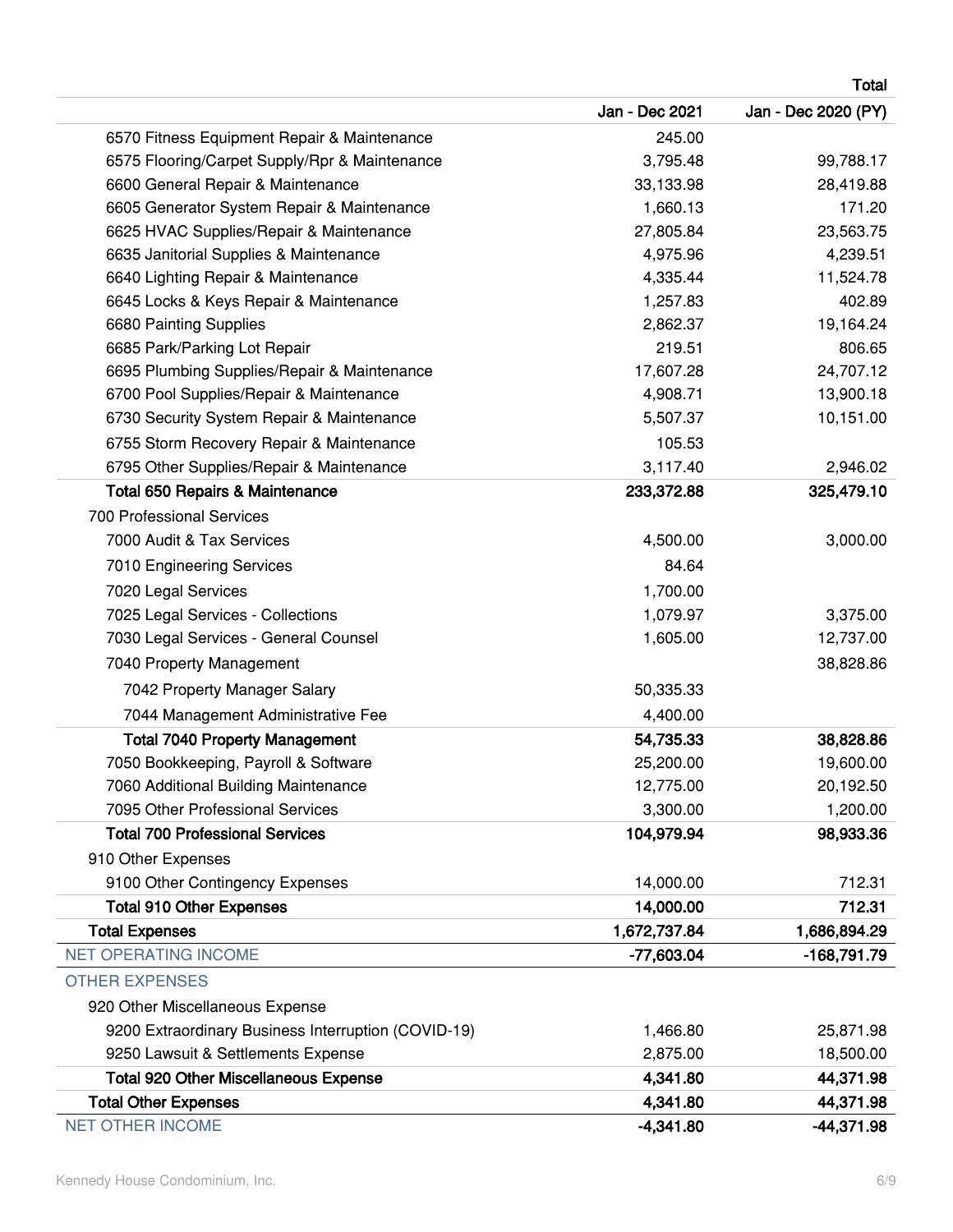| | Total | |
|---|---|---|
| | Jan - Dec 2021 | Jan - Dec 2020 (PY) |
| 6570 Fitness Equipment Repair & Maintenance | 245.00 | |
| 6575 Flooring/Carpet Supply/Rpr & Maintenance | 3,795.48 | 99,788.17 |
| 6600 General Repair & Maintenance | 33,133.98 | 28,419.88 |
| 6605 Generator System Repair & Maintenance | 1,660.13 | 171.20 |
| 6625 HVAC Supplies/Repair & Maintenance | 27,805.84 | 23,563.75 |
| 6635 Janitorial Supplies & Maintenance | 4,975.96 | 4,239.51 |
| 6640 Lighting Repair & Maintenance | 4,335.44 | 11,524.78 |
| 6645 Locks & Keys Repair & Maintenance | 1,257.83 | 402.89 |
| 6680 Painting Supplies | 2,862.37 | 19,164.24 |
| 6685 Park/Parking Lot Repair | 219.51 | 806.65 |
| 6695 Plumbing Supplies/Repair & Maintenance | 17,607.28 | 24,707.12 |
| 6700 Pool Supplies/Repair & Maintenance | 4,908.71 | 13,900.18 |
| 6730 Security System Repair & Maintenance | 5,507.37 | 10,151.00 |
| 6755 Storm Recovery Repair & Maintenance | 105.53 | |
| 6795 Other Supplies/Repair & Maintenance | 3,117.40 | 2,946.02 |
| **Total 650 Repairs & Maintenance** | **233,372.88** | **325,479.10** |
| 700 Professional Services | | |
| 7000 Audit & Tax Services | 4,500.00 | 3,000.00 |
| 7010 Engineering Services | 84.64 | |
| 7020 Legal Services | 1,700.00 | |
| 7025 Legal Services - Collections | 1,079.97 | 3,375.00 |
| 7030 Legal Services - General Counsel | 1,605.00 | 12,737.00 |
| 7040 Property Management | | 38,828.86 |
| 7042 Property Manager Salary | 50,335.33 | |
| 7044 Management Administrative Fee | 4,400.00 | |
| **Total 7040 Property Management** | **54,735.33** | **38,828.86** |
| 7050 Bookkeeping, Payroll & Software | 25,200.00 | 19,600.00 |
| 7060 Additional Building Maintenance | 12,775.00 | 20,192.50 |
| 7095 Other Professional Services | 3,300.00 | 1,200.00 |
| **Total 700 Professional Services** | **104,979.94** | **98,933.36** |
| 910 Other Expenses | | |
| 9100 Other Contingency Expenses | 14,000.00 | 712.31 |
| **Total 910 Other Expenses** | **14,000.00** | **712.31** |
| **Total Expenses** | **1,672,737.84** | **1,686,894.29** |
| NET OPERATING INCOME | **-77,603.04** | **-168,791.79** |
| OTHER EXPENSES | | |
| 920 Other Miscellaneous Expense | | |
| 9200 Extraordinary Business Interruption (COVID-19) | 1,466.80 | 25,871.98 |
| 9250 Lawsuit & Settlements Expense | 2,875.00 | 18,500.00 |
| **Total 920 Other Miscellaneous Expense** | **4,341.80** | **44,371.98** |
| **Total Other Expenses** | **4,341.80** | **44,371.98** |
| NET OTHER INCOME | **-4,341.80** | **-44,371.98** |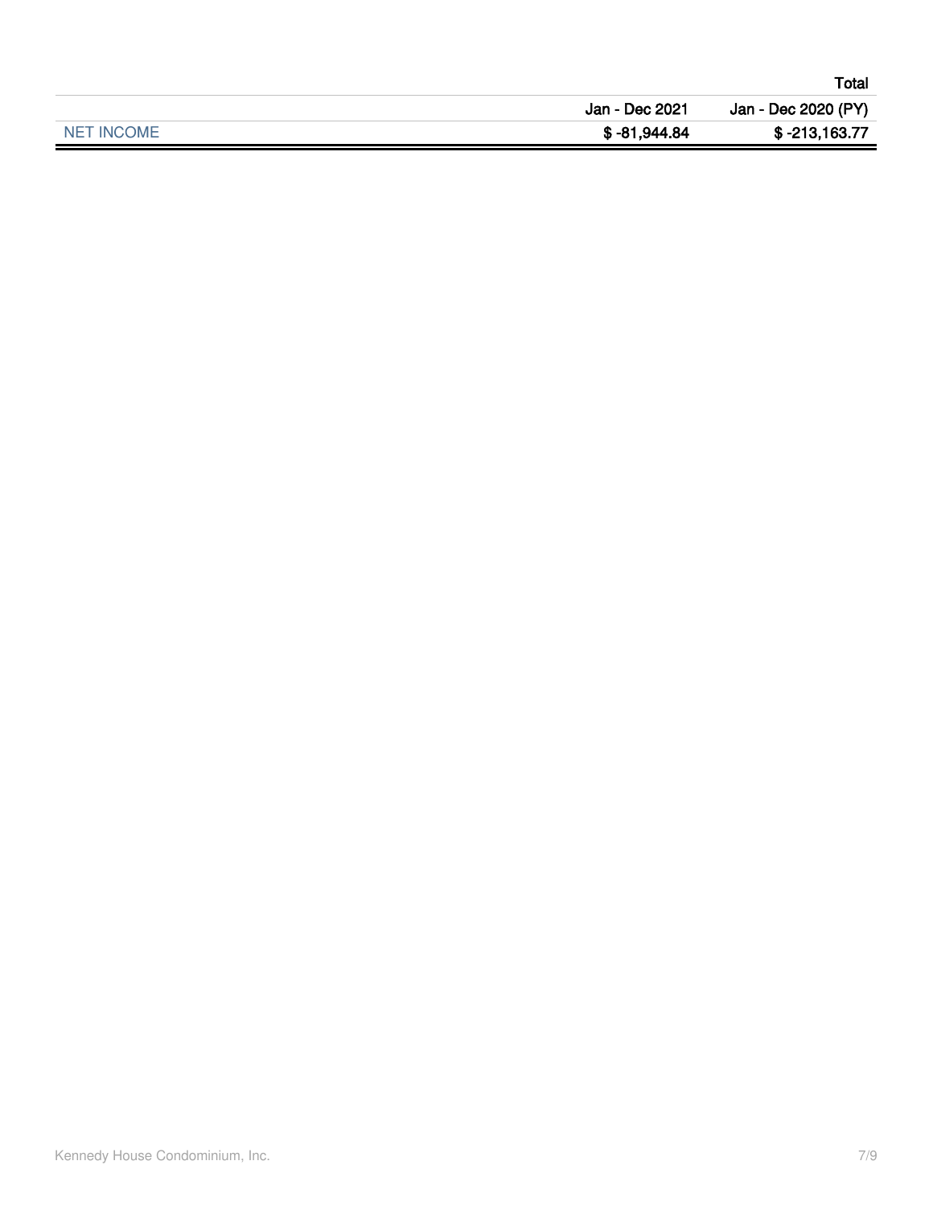| | Total | |
|---|---|---|
| | Jan - Dec 2021 | Jan - Dec 2020 (PY) |
| NET INCOME | $ -81,944.84 | $ -213,163.77 |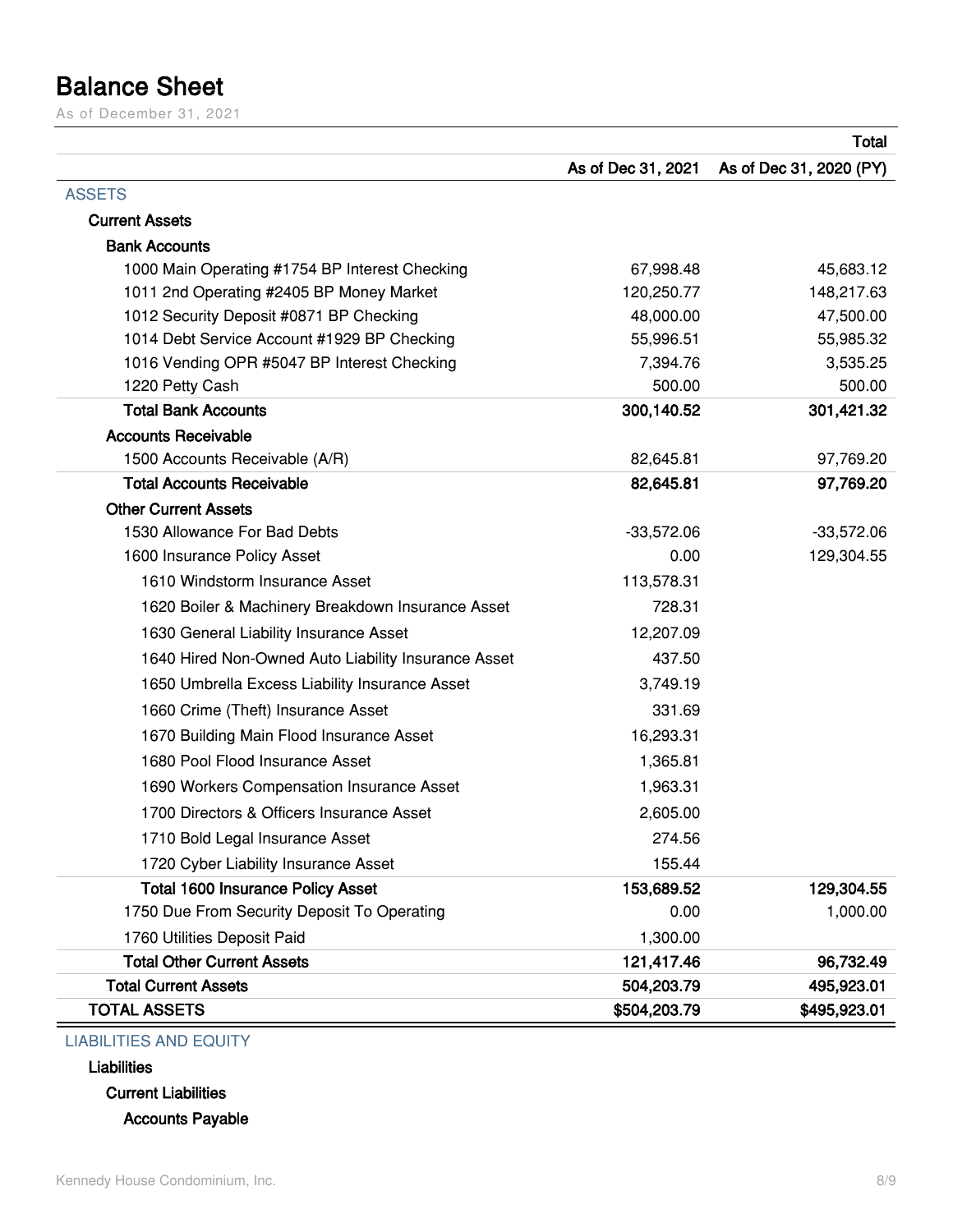# Balance Sheet

As of December 31, 2021

| | Total | |
|---|---|---|
| | As of Dec 31, 2021 | As of Dec 31, 2020 (PY) |
| **ASSETS** | | |
| **Current Assets** | | |
| **Bank Accounts** | | |
| 1000 Main Operating #1754 BP Interest Checking | 67,998.48 | 45,683.12 |
| 1011 2nd Operating #2405 BP Money Market | 120,250.77 | 148,217.63 |
| 1012 Security Deposit #0871 BP Checking | 48,000.00 | 47,500.00 |
| 1014 Debt Service Account #1929 BP Checking | 55,996.51 | 55,985.32 |
| 1016 Vending OPR #5047 BP Interest Checking | 7,394.76 | 3,535.25 |
| 1220 Petty Cash | 500.00 | 500.00 |
| **Total Bank Accounts** | **300,140.52** | **301,421.32** |
| **Accounts Receivable** | | |
| 1500 Accounts Receivable (A/R) | 82,645.81 | 97,769.20 |
| **Total Accounts Receivable** | **82,645.81** | **97,769.20** |
| **Other Current Assets** | | |
| 1530 Allowance For Bad Debts | -33,572.06 | -33,572.06 |
| 1600 Insurance Policy Asset | 0.00 | 129,304.55 |
| 1610 Windstorm Insurance Asset | 113,578.31 | |
| 1620 Boiler & Machinery Breakdown Insurance Asset | 728.31 | |
| 1630 General Liability Insurance Asset | 12,207.09 | |
| 1640 Hired Non-Owned Auto Liability Insurance Asset | 437.50 | |
| 1650 Umbrella Excess Liability Insurance Asset | 3,749.19 | |
| 1660 Crime (Theft) Insurance Asset | 331.69 | |
| 1670 Building Main Flood Insurance Asset | 16,293.31 | |
| 1680 Pool Flood Insurance Asset | 1,365.81 | |
| 1690 Workers Compensation Insurance Asset | 1,963.31 | |
| 1700 Directors & Officers Insurance Asset | 2,605.00 | |
| 1710 Bold Legal Insurance Asset | 274.56 | |
| 1720 Cyber Liability Insurance Asset | 155.44 | |
| **Total 1600 Insurance Policy Asset** | **153,689.52** | **129,304.55** |
| 1750 Due From Security Deposit To Operating | 0.00 | 1,000.00 |
| 1760 Utilities Deposit Paid | 1,300.00 | |
| **Total Other Current Assets** | **121,417.46** | **96,732.49** |
| **Total Current Assets** | **504,203.79** | **495,923.01** |
| **TOTAL ASSETS** | **$504,203.79** | **$495,923.01** |
| **LIABILITIES AND EQUITY** | | |
| **Liabilities** | | |
| **Current Liabilities** | | |
| **Accounts Payable** | | |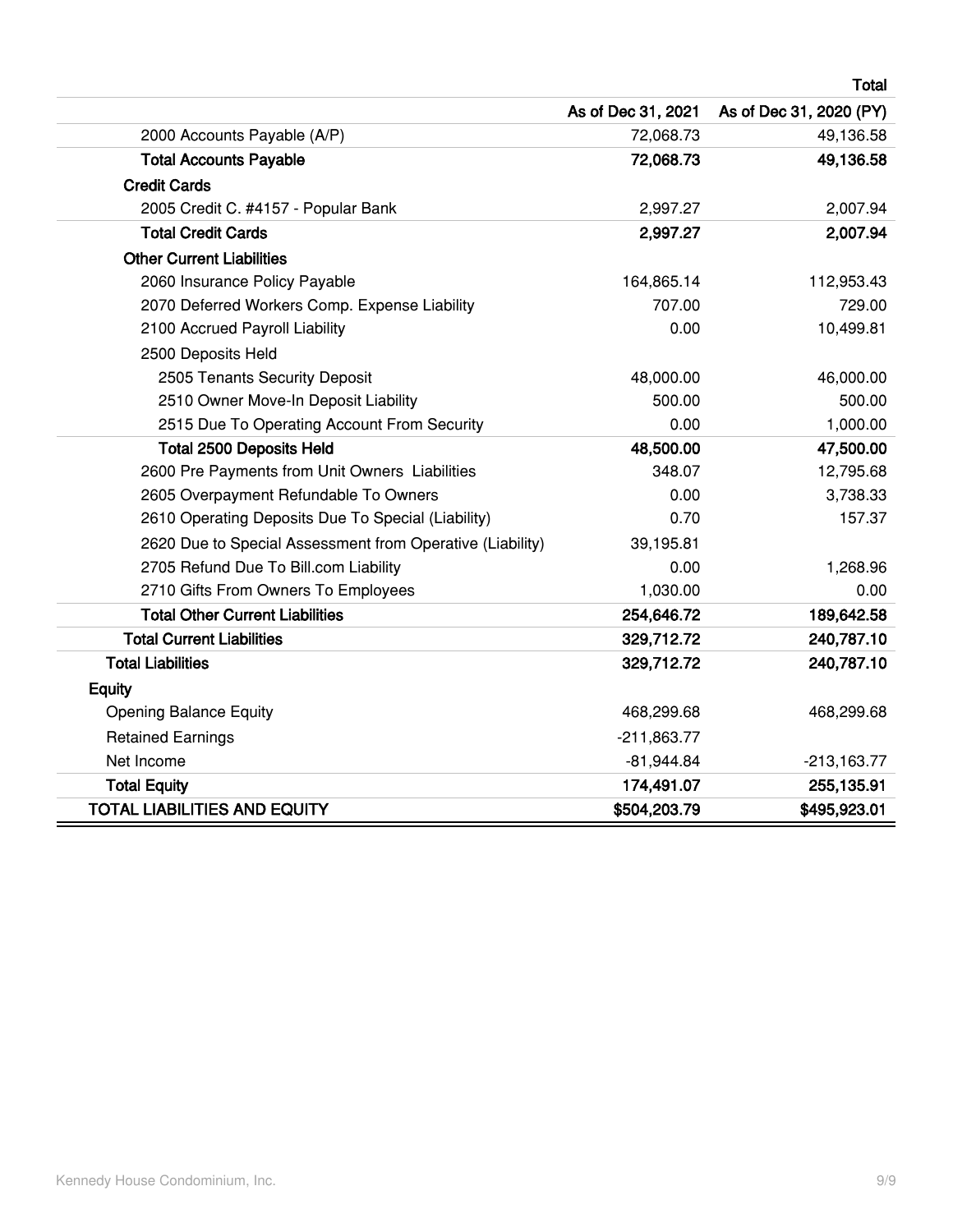| | Total | |
|---|---|---|
| | As of Dec 31, 2021 | As of Dec 31, 2020 (PY) |
| 2000 Accounts Payable (A/P) | 72,068.73 | 49,136.58 |
| **Total Accounts Payable** | **72,068.73** | **49,136.58** |
| **Credit Cards** | | |
| 2005 Credit C. #4157 - Popular Bank | 2,997.27 | 2,007.94 |
| **Total Credit Cards** | **2,997.27** | **2,007.94** |
| **Other Current Liabilities** | | |
| 2060 Insurance Policy Payable | 164,865.14 | 112,953.43 |
| 2070 Deferred Workers Comp. Expense Liability | 707.00 | 729.00 |
| 2100 Accrued Payroll Liability | 0.00 | 10,499.81 |
| 2500 Deposits Held | | |
| 2505 Tenants Security Deposit | 48,000.00 | 46,000.00 |
| 2510 Owner Move-In Deposit Liability | 500.00 | 500.00 |
| 2515 Due To Operating Account From Security | 0.00 | 1,000.00 |
| **Total 2500 Deposits Held** | **48,500.00** | **47,500.00** |
| 2600 Pre Payments from Unit Owners Liabilities | 348.07 | 12,795.68 |
| 2605 Overpayment Refundable To Owners | 0.00 | 3,738.33 |
| 2610 Operating Deposits Due To Special (Liability) | 0.70 | 157.37 |
| 2620 Due to Special Assessment from Operative (Liability) | 39,195.81 | |
| 2705 Refund Due To Bill.com Liability | 0.00 | 1,268.96 |
| 2710 Gifts From Owners To Employees | 1,030.00 | 0.00 |
| **Total Other Current Liabilities** | **254,646.72** | **189,642.58** |
| **Total Current Liabilities** | **329,712.72** | **240,787.10** |
| **Total Liabilities** | **329,712.72** | **240,787.10** |
| **Equity** | | |
| Opening Balance Equity | 468,299.68 | 468,299.68 |
| Retained Earnings | -211,863.77 | |
| Net Income | -81,944.84 | -213,163.77 |
| **Total Equity** | **174,491.07** | **255,135.91** |
| **TOTAL LIABILITIES AND EQUITY** | **$504,203.79** | **$495,923.01** |